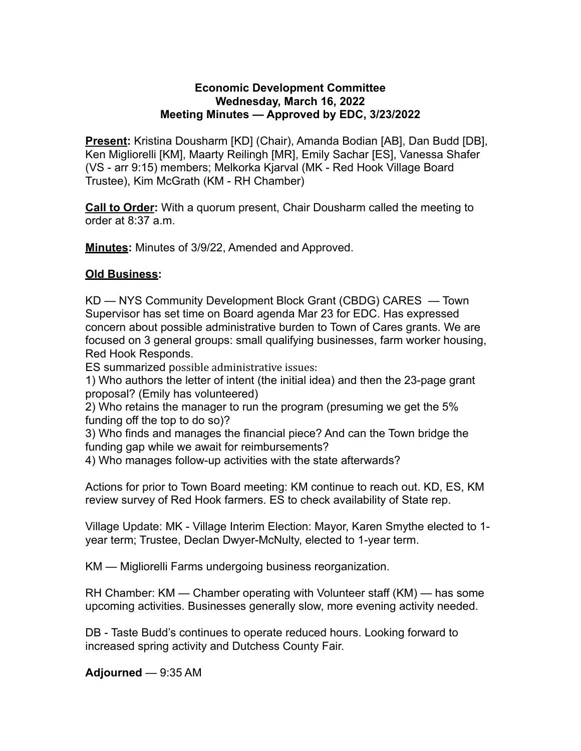**Economic Development Committee**
**Wednesday, March 16, 2022**
**Meeting Minutes — Approved by EDC, 3/23/2022**

**Present:** Kristina Dousharm [KD] (Chair), Amanda Bodian [AB], Dan Budd [DB], Ken Migliorelli [KM], Maarty Reilingh [MR], Emily Sachar [ES], Vanessa Shafer (VS - arr 9:15) members; Melkorka Kjarval (MK - Red Hook Village Board Trustee), Kim McGrath (KM - RH Chamber)

**Call to Order:** With a quorum present, Chair Dousharm called the meeting to order at 8:37 a.m.

**Minutes:** Minutes of 3/9/22, Amended and Approved.

**Old Business:**

KD — NYS Community Development Block Grant (CBDG) CARES — Town Supervisor has set time on Board agenda Mar 23 for EDC. Has expressed concern about possible administrative burden to Town of Cares grants. We are focused on 3 general groups: small qualifying businesses, farm worker housing, Red Hook Responds.

ES summarized possible administrative issues:

1) Who authors the letter of intent (the initial idea) and then the 23-page grant proposal? (Emily has volunteered)
2) Who retains the manager to run the program (presuming we get the 5% funding off the top to do so)?
3) Who finds and manages the financial piece? And can the Town bridge the funding gap while we await for reimbursements?
4) Who manages follow-up activities with the state afterwards?

Actions for prior to Town Board meeting: KM continue to reach out. KD, ES, KM review survey of Red Hook farmers. ES to check availability of State rep.

Village Update: MK - Village Interim Election: Mayor, Karen Smythe elected to 1-year term; Trustee, Declan Dwyer-McNulty, elected to 1-year term.

KM — Migliorelli Farms undergoing business reorganization.

RH Chamber: KM — Chamber operating with Volunteer staff (KM) — has some upcoming activities. Businesses generally slow, more evening activity needed.

DB - Taste Budd's continues to operate reduced hours. Looking forward to increased spring activity and Dutchess County Fair.

**Adjourned** — 9:35 AM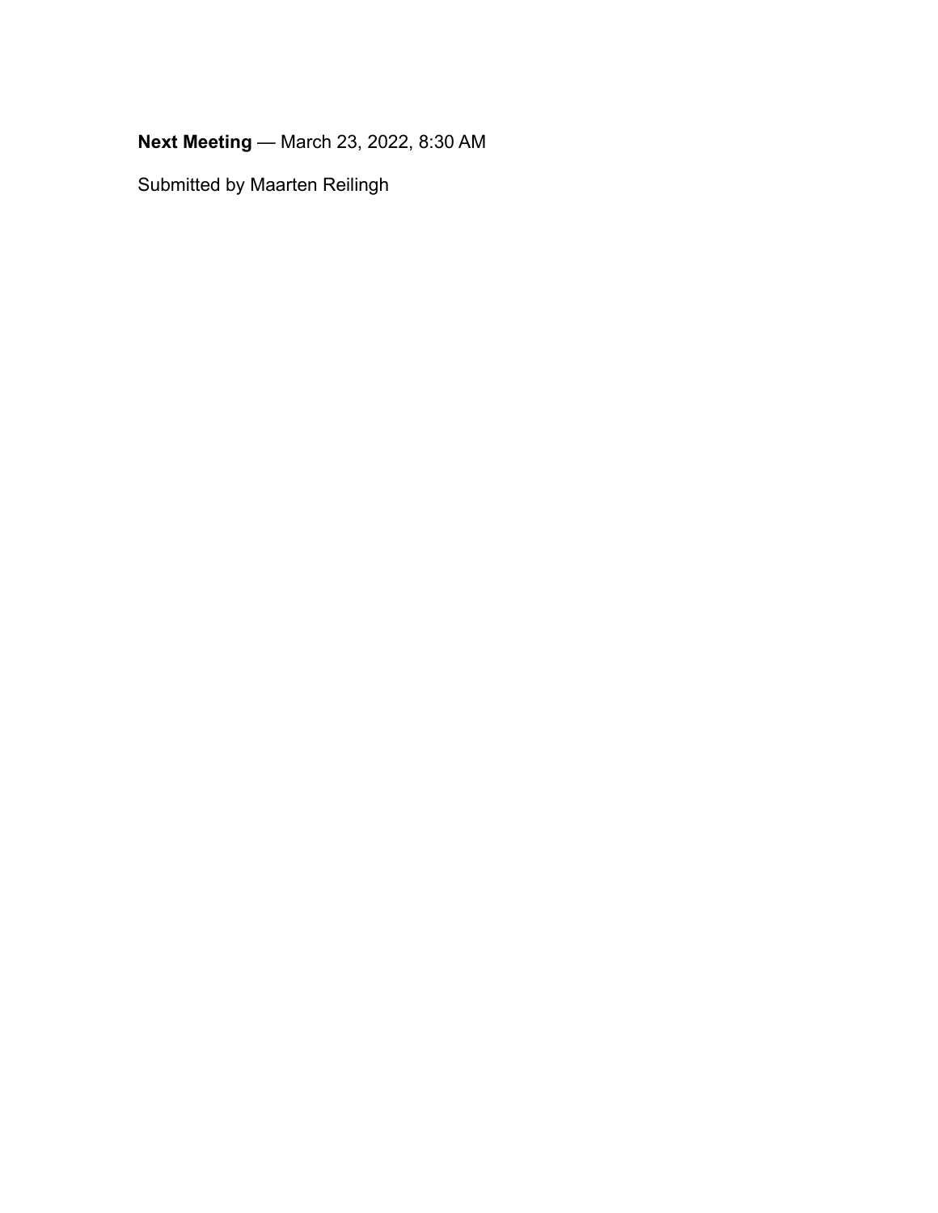**Next Meeting** — March 23, 2022, 8:30 AM

Submitted by Maarten Reilingh